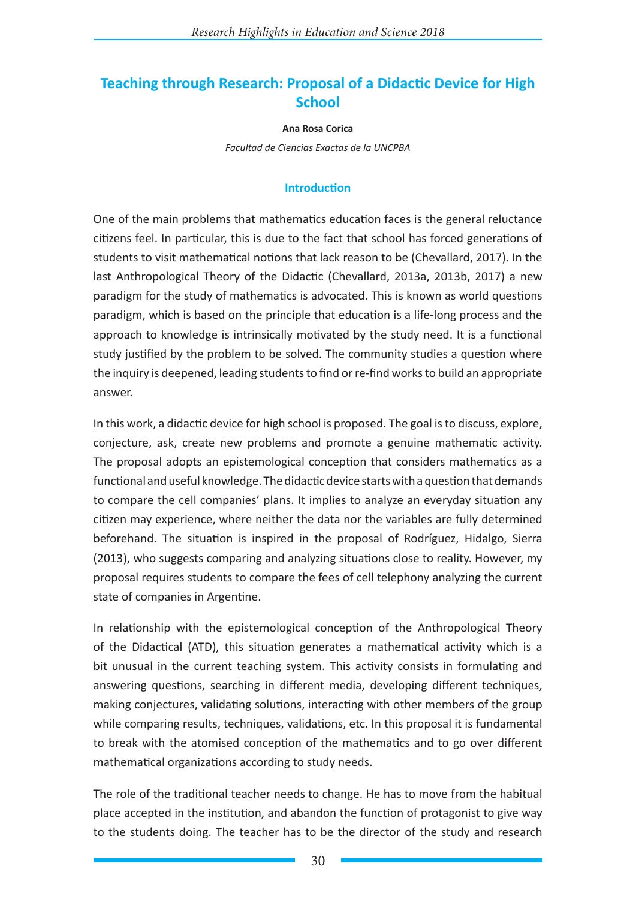# Teaching through Research: Proposal of a Didactic Device for High School

**Ana Rosa Corica**

*Facultad de Ciencias Exactas de la UNCPBA*

## Introduction

One of the main problems that mathematics education faces is the general reluctance citizens feel. In particular, this is due to the fact that school has forced generations of students to visit mathematical notions that lack reason to be (Chevallard, 2017). In the last Anthropological Theory of the Didactic (Chevallard, 2013a, 2013b, 2017) a new paradigm for the study of mathematics is advocated. This is known as world questions paradigm, which is based on the principle that education is a life-long process and the approach to knowledge is intrinsically motivated by the study need. It is a functional study justified by the problem to be solved. The community studies a question where the inquiry is deepened, leading students to find or re-find works to build an appropriate answer.

In this work, a didactic device for high school is proposed. The goal is to discuss, explore, conjecture, ask, create new problems and promote a genuine mathematic activity. The proposal adopts an epistemological conception that considers mathematics as a functional and useful knowledge. The didactic device starts with a question that demands to compare the cell companies' plans. It implies to analyze an everyday situation any citizen may experience, where neither the data nor the variables are fully determined beforehand. The situation is inspired in the proposal of Rodríguez, Hidalgo, Sierra (2013), who suggests comparing and analyzing situations close to reality. However, my proposal requires students to compare the fees of cell telephony analyzing the current state of companies in Argentine.

In relationship with the epistemological conception of the Anthropological Theory of the Didactical (ATD), this situation generates a mathematical activity which is a bit unusual in the current teaching system. This activity consists in formulating and answering questions, searching in different media, developing different techniques, making conjectures, validating solutions, interacting with other members of the group while comparing results, techniques, validations, etc. In this proposal it is fundamental to break with the atomised conception of the mathematics and to go over different mathematical organizations according to study needs.

The role of the traditional teacher needs to change. He has to move from the habitual place accepted in the institution, and abandon the function of protagonist to give way to the students doing. The teacher has to be the director of the study and research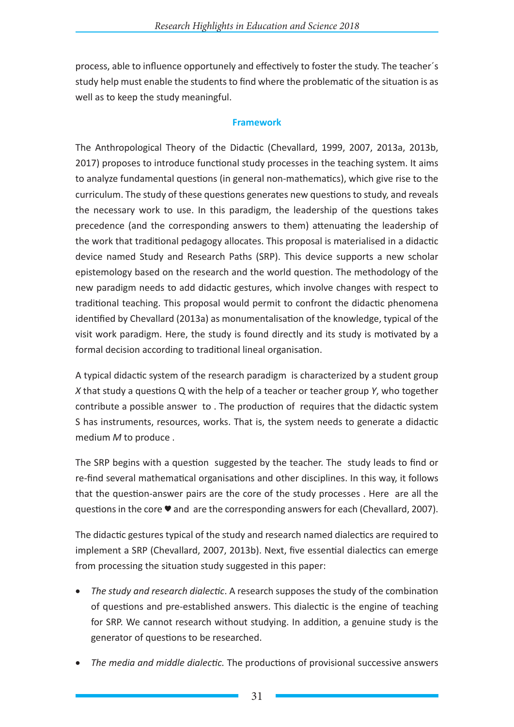process, able to influence opportunely and effectively to foster the study. The teacher´s study help must enable the students to find where the problematic of the situation is as well as to keep the study meaningful.

## Framework

The Anthropological Theory of the Didactic (Chevallard, 1999, 2007, 2013a, 2013b, 2017) proposes to introduce functional study processes in the teaching system. It aims to analyze fundamental questions (in general non-mathematics), which give rise to the curriculum. The study of these questions generates new questions to study, and reveals the necessary work to use. In this paradigm, the leadership of the questions takes precedence (and the corresponding answers to them) attenuating the leadership of the work that traditional pedagogy allocates. This proposal is materialised in a didactic device named Study and Research Paths (SRP). This device supports a new scholar epistemology based on the research and the world question. The methodology of the new paradigm needs to add didactic gestures, which involve changes with respect to traditional teaching. This proposal would permit to confront the didactic phenomena identified by Chevallard (2013a) as monumentalisation of the knowledge, typical of the visit work paradigm. Here, the study is found directly and its study is motivated by a formal decision according to traditional lineal organisation.

A typical didactic system of the research paradigm  is characterized by a student group *X* that study a questions Q with the help of a teacher or teacher group *Y*, who together contribute a possible answer  to . The production of  requires that the didactic system S has instruments, resources, works. That is, the system needs to generate a didactic medium *M* to produce .

The SRP begins with a question  suggested by the teacher. The  study leads to find or re-find several mathematical organisations and other disciplines. In this way, it follows that the question-answer pairs are the core of the study processes . Here  are all the questions in the core ♥ and  are the corresponding answers for each (Chevallard, 2007).

The didactic gestures typical of the study and research named dialectics are required to implement a SRP (Chevallard, 2007, 2013b). Next, five essential dialectics can emerge from processing the situation study suggested in this paper:

- *The study and research dialectic*. A research supposes the study of the combination of questions and pre-established answers. This dialectic is the engine of teaching for SRP. We cannot research without studying. In addition, a genuine study is the generator of questions to be researched.
- *The media and middle dialectic.* The productions of provisional successive answers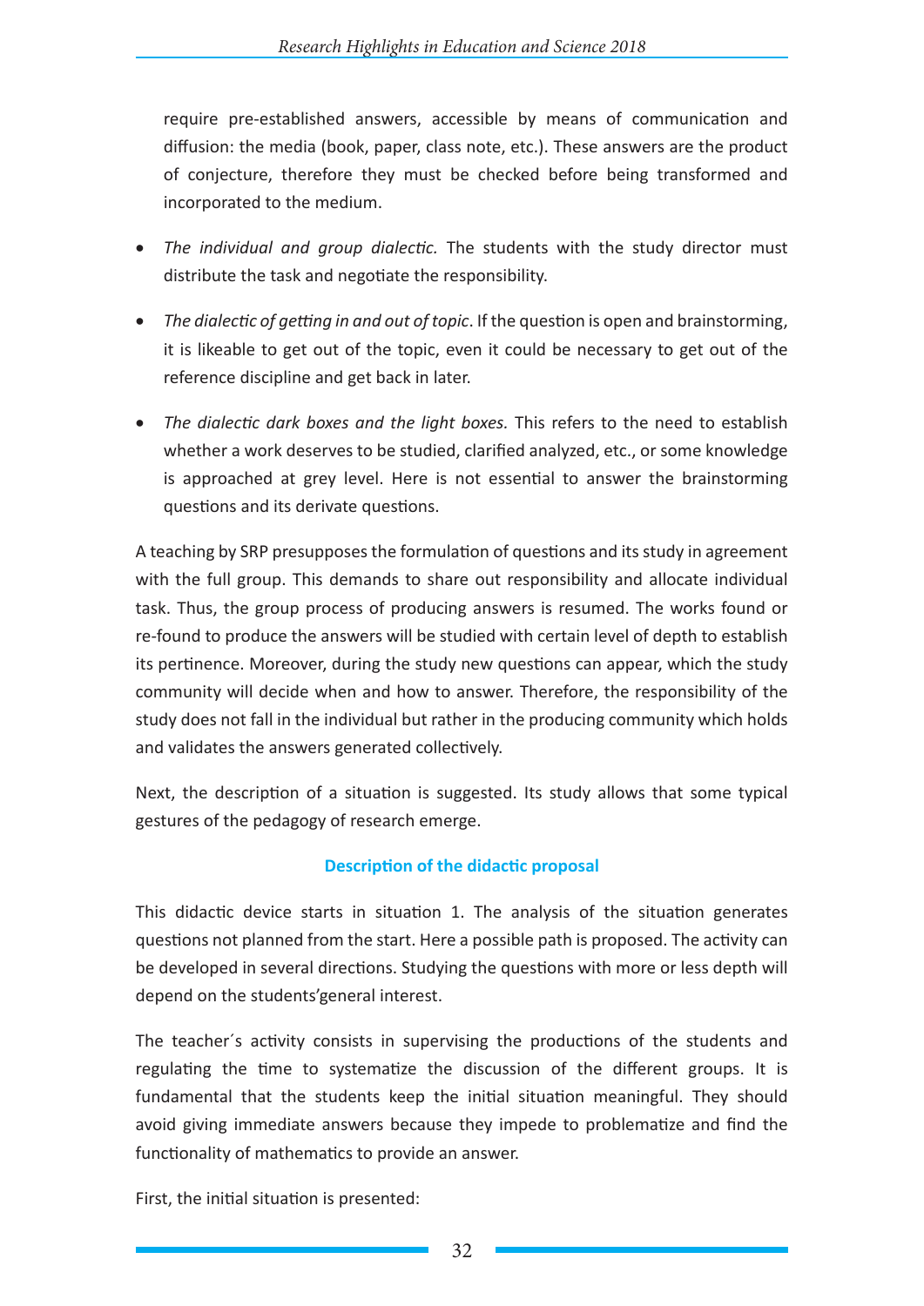require pre-established answers, accessible by means of communication and diffusion: the media (book, paper, class note, etc.). These answers are the product of conjecture, therefore they must be checked before being transformed and incorporated to the medium.

- *The individual and group dialectic.* The students with the study director must distribute the task and negotiate the responsibility.
- *The dialectic of getting in and out of topic*. If the question is open and brainstorming, it is likeable to get out of the topic, even it could be necessary to get out of the reference discipline and get back in later.
- *The dialectic dark boxes and the light boxes.* This refers to the need to establish whether a work deserves to be studied, clarified analyzed, etc., or some knowledge is approached at grey level. Here is not essential to answer the brainstorming questions and its derivate questions.

A teaching by SRP presupposes the formulation of questions and its study in agreement with the full group. This demands to share out responsibility and allocate individual task. Thus, the group process of producing answers is resumed. The works found or re-found to produce the answers will be studied with certain level of depth to establish its pertinence. Moreover, during the study new questions can appear, which the study community will decide when and how to answer. Therefore, the responsibility of the study does not fall in the individual but rather in the producing community which holds and validates the answers generated collectively.

Next, the description of a situation is suggested. Its study allows that some typical gestures of the pedagogy of research emerge.

## Description of the didactic proposal

This didactic device starts in situation 1. The analysis of the situation generates questions not planned from the start. Here a possible path is proposed. The activity can be developed in several directions. Studying the questions with more or less depth will depend on the students'general interest.

The teacher´s activity consists in supervising the productions of the students and regulating the time to systematize the discussion of the different groups. It is fundamental that the students keep the initial situation meaningful. They should avoid giving immediate answers because they impede to problematize and find the functionality of mathematics to provide an answer.

First, the initial situation is presented: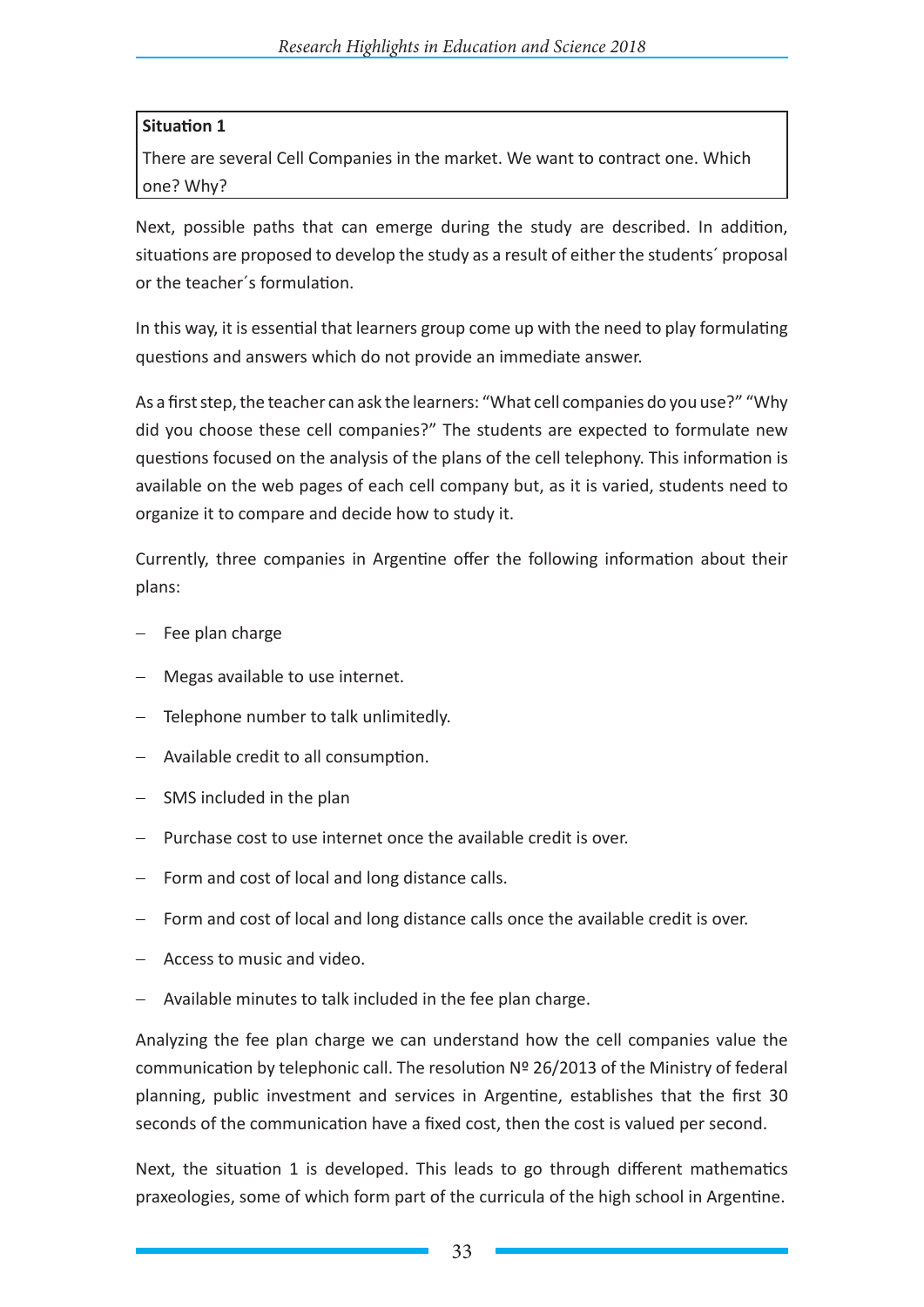**Situation 1**

There are several Cell Companies in the market. We want to contract one. Which one? Why?

Next, possible paths that can emerge during the study are described. In addition, situations are proposed to develop the study as a result of either the students´ proposal or the teacher´s formulation.

In this way, it is essential that learners group come up with the need to play formulating questions and answers which do not provide an immediate answer.

As a first step, the teacher can ask the learners: "What cell companies do you use?" "Why did you choose these cell companies?" The students are expected to formulate new questions focused on the analysis of the plans of the cell telephony. This information is available on the web pages of each cell company but, as it is varied, students need to organize it to compare and decide how to study it.

Currently, three companies in Argentine offer the following information about their plans:

- Fee plan charge
- Megas available to use internet.
- Telephone number to talk unlimitedly.
- Available credit to all consumption.
- SMS included in the plan
- Purchase cost to use internet once the available credit is over.
- Form and cost of local and long distance calls.
- Form and cost of local and long distance calls once the available credit is over.
- Access to music and video.
- Available minutes to talk included in the fee plan charge.

Analyzing the fee plan charge we can understand how the cell companies value the communication by telephonic call. The resolution Nº 26/2013 of the Ministry of federal planning, public investment and services in Argentine, establishes that the first 30 seconds of the communication have a fixed cost, then the cost is valued per second.

Next, the situation 1 is developed. This leads to go through different mathematics praxeologies, some of which form part of the curricula of the high school in Argentine.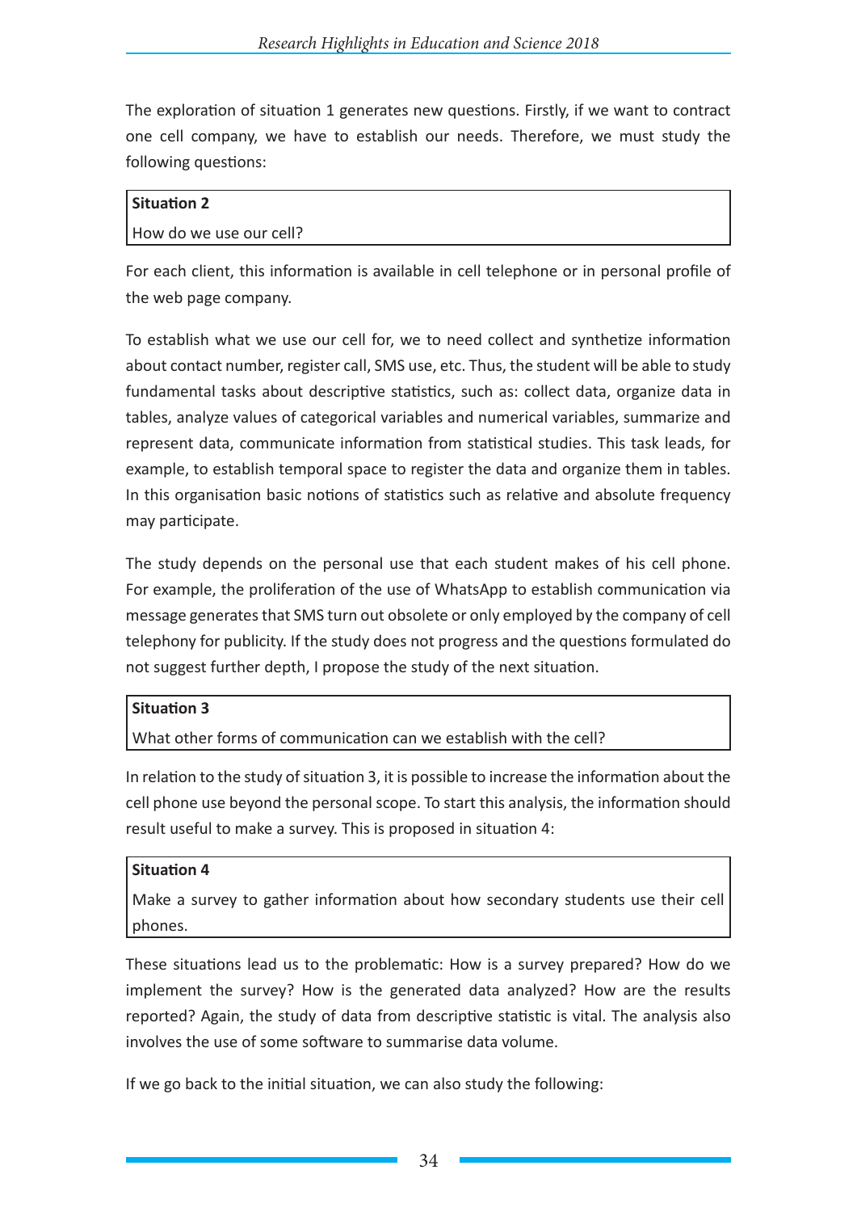The exploration of situation 1 generates new questions. Firstly, if we want to contract one cell company, we have to establish our needs. Therefore, we must study the following questions:

| **Situation 2** |
|---|
| How do we use our cell? |

For each client, this information is available in cell telephone or in personal profile of the web page company.

To establish what we use our cell for, we to need collect and synthetize information about contact number, register call, SMS use, etc. Thus, the student will be able to study fundamental tasks about descriptive statistics, such as: collect data, organize data in tables, analyze values of categorical variables and numerical variables, summarize and represent data, communicate information from statistical studies. This task leads, for example, to establish temporal space to register the data and organize them in tables. In this organisation basic notions of statistics such as relative and absolute frequency may participate.

The study depends on the personal use that each student makes of his cell phone. For example, the proliferation of the use of WhatsApp to establish communication via message generates that SMS turn out obsolete or only employed by the company of cell telephony for publicity. If the study does not progress and the questions formulated do not suggest further depth, I propose the study of the next situation.

| **Situation 3** |
|---|
| What other forms of communication can we establish with the cell? |

In relation to the study of situation 3, it is possible to increase the information about the cell phone use beyond the personal scope. To start this analysis, the information should result useful to make a survey. This is proposed in situation 4:

| **Situation 4** |
|---|
| Make a survey to gather information about how secondary students use their cell phones. |

These situations lead us to the problematic: How is a survey prepared? How do we implement the survey? How is the generated data analyzed? How are the results reported? Again, the study of data from descriptive statistic is vital. The analysis also involves the use of some software to summarise data volume.

If we go back to the initial situation, we can also study the following: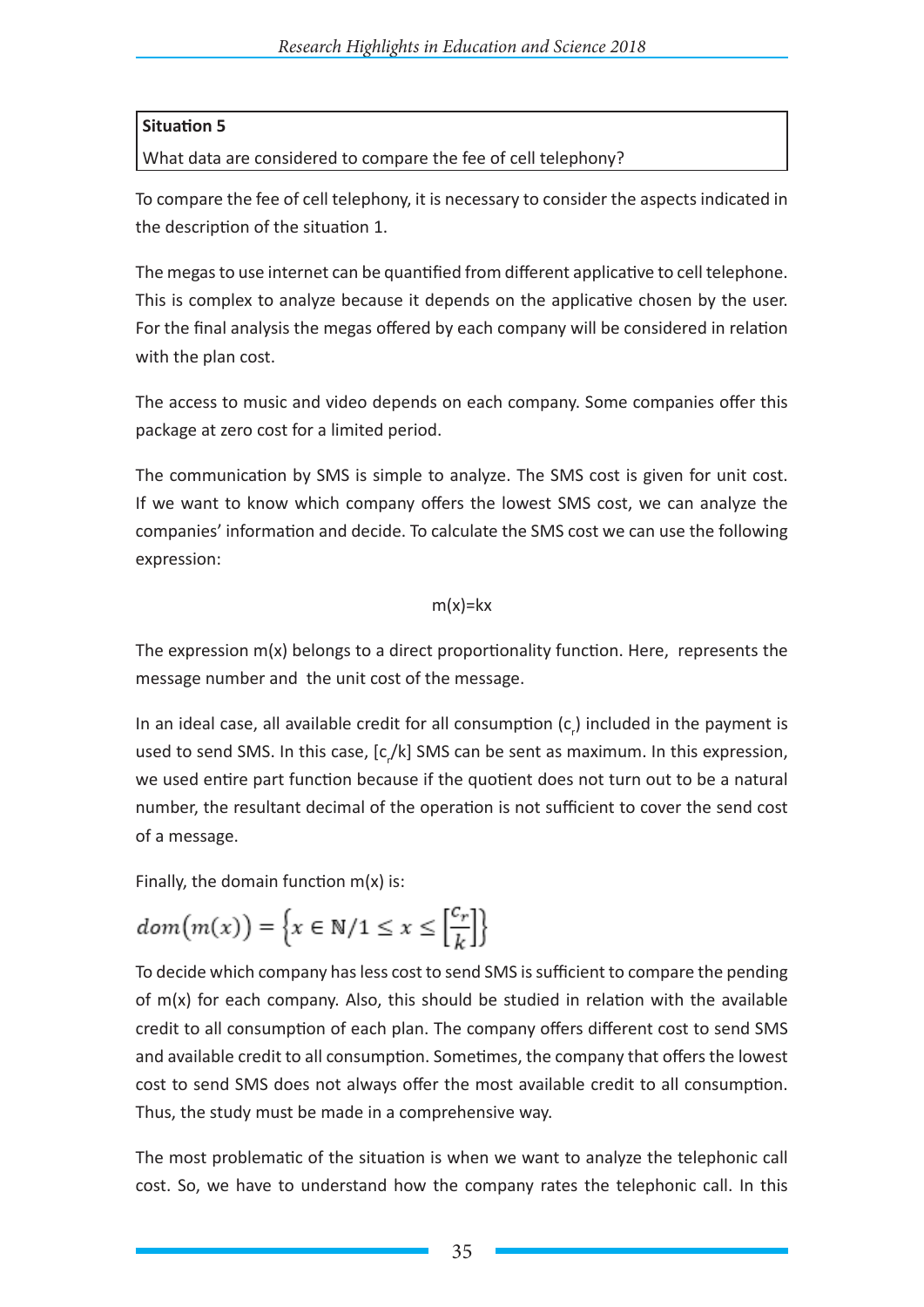**Situation 5**

What data are considered to compare the fee of cell telephony?

To compare the fee of cell telephony, it is necessary to consider the aspects indicated in the description of the situation 1.

The megas to use internet can be quantified from different applicative to cell telephone. This is complex to analyze because it depends on the applicative chosen by the user. For the final analysis the megas offered by each company will be considered in relation with the plan cost.

The access to music and video depends on each company. Some companies offer this package at zero cost for a limited period.

The communication by SMS is simple to analyze. The SMS cost is given for unit cost. If we want to know which company offers the lowest SMS cost, we can analyze the companies' information and decide. To calculate the SMS cost we can use the following expression:

$$m(x)=kx$$

The expression m(x) belongs to a direct proportionality function. Here,  represents the message number and  the unit cost of the message.

In an ideal case, all available credit for all consumption ($c_r$) included in the payment is used to send SMS. In this case, $[c_r/k]$ SMS can be sent as maximum. In this expression, we used entire part function because if the quotient does not turn out to be a natural number, the resultant decimal of the operation is not sufficient to cover the send cost of a message.

Finally, the domain function m(x) is:

$$dom\big(m(x)\big) = \left\{x \in \mathbb{N}/1 \leq x \leq \left[\frac{c_r}{k}\right]\right\}$$

To decide which company has less cost to send SMS is sufficient to compare the pending of m(x) for each company. Also, this should be studied in relation with the available credit to all consumption of each plan. The company offers different cost to send SMS and available credit to all consumption. Sometimes, the company that offers the lowest cost to send SMS does not always offer the most available credit to all consumption. Thus, the study must be made in a comprehensive way.

The most problematic of the situation is when we want to analyze the telephonic call cost. So, we have to understand how the company rates the telephonic call. In this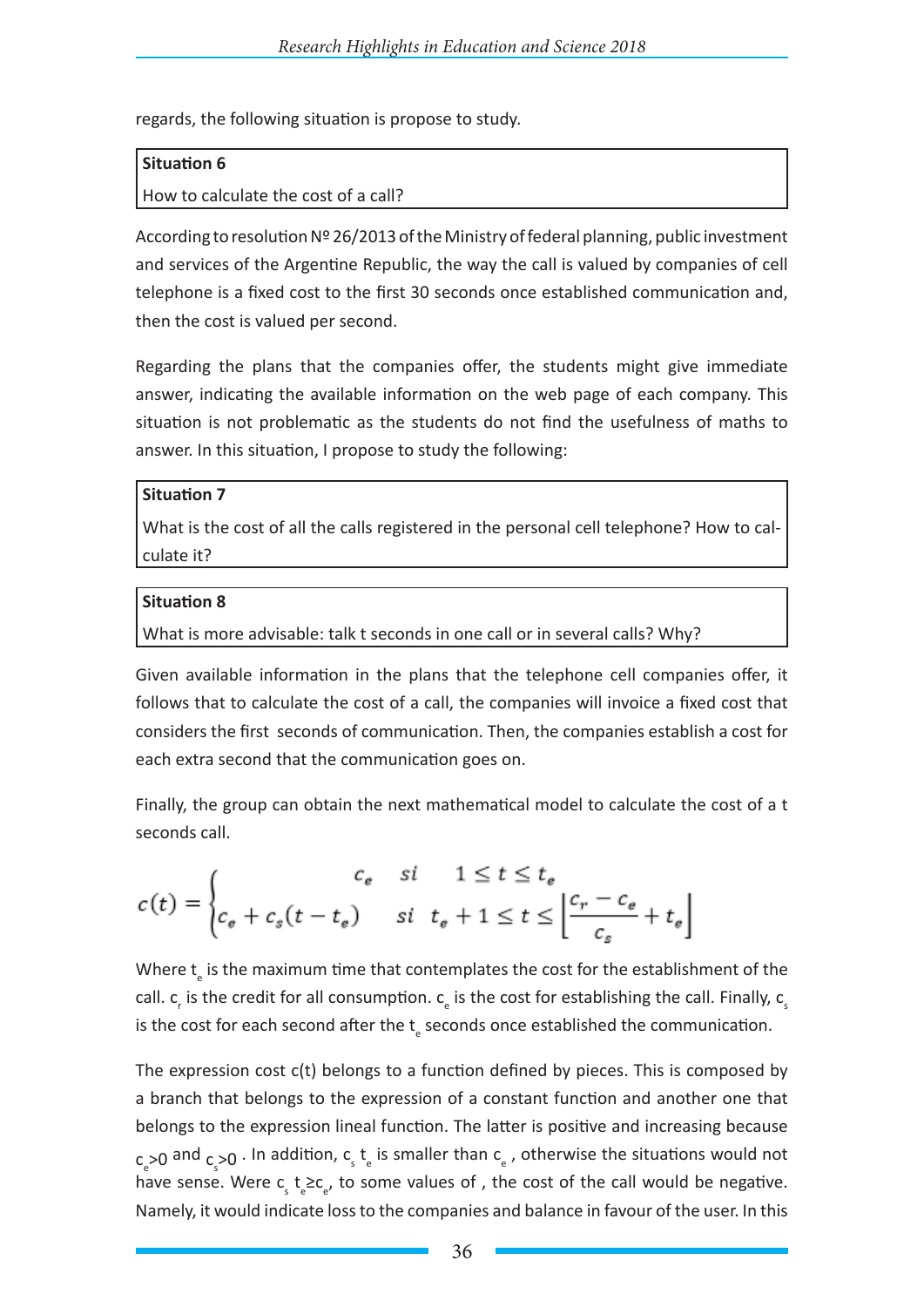regards, the following situation is propose to study.

| **Situation 6** |
|---|
| How to calculate the cost of a call? |

According to resolution Nº 26/2013 of the Ministry of federal planning, public investment and services of the Argentine Republic, the way the call is valued by companies of cell telephone is a fixed cost to the first 30 seconds once established communication and, then the cost is valued per second.

Regarding the plans that the companies offer, the students might give immediate answer, indicating the available information on the web page of each company. This situation is not problematic as the students do not find the usefulness of maths to answer. In this situation, I propose to study the following:

| **Situation 7** |
|---|
| What is the cost of all the calls registered in the personal cell telephone? How to calculate it? |

| **Situation 8** |
|---|
| What is more advisable: talk t seconds in one call or in several calls? Why? |

Given available information in the plans that the telephone cell companies offer, it follows that to calculate the cost of a call, the companies will invoice a fixed cost that considers the first  seconds of communication. Then, the companies establish a cost for each extra second that the communication goes on.

Finally, the group can obtain the next mathematical model to calculate the cost of a t seconds call.

$$c(t) = \begin{cases} c_e & si \quad 1 \leq t \leq t_e \\ c_e + c_s(t - t_e) & si \quad t_e + 1 \leq t \leq \left\lfloor \dfrac{c_r - c_e}{c_s} + t_e \right\rfloor \end{cases}$$

Where $t_e$ is the maximum time that contemplates the cost for the establishment of the call. $c_r$ is the credit for all consumption. $c_e$ is the cost for establishing the call. Finally, $c_s$ is the cost for each second after the $t_e$ seconds once established the communication.

The expression cost c(t) belongs to a function defined by pieces. This is composed by a branch that belongs to the expression of a constant function and another one that belongs to the expression lineal function. The latter is positive and increasing because $c_e>0$ and $c_s>0$ . In addition, $c_s\ t_e$ is smaller than $c_e$ , otherwise the situations would not have sense. Were $c_s\ t_e \geq c_e$, to some values of , the cost of the call would be negative. Namely, it would indicate loss to the companies and balance in favour of the user. In this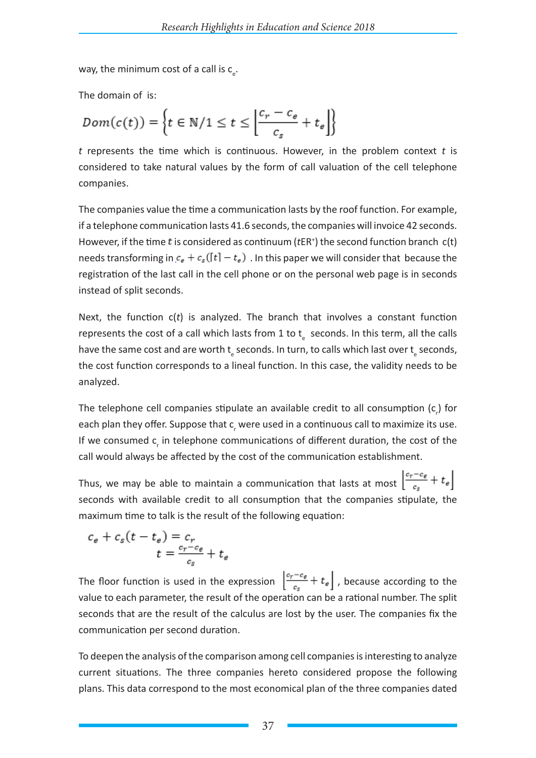way, the minimum cost of a call is $c_e$.

The domain of  is:

$$Dom(c(t)) = \left\{ t \in \mathbb{N} / 1 \leq t \leq \left\lfloor \frac{c_r - c_e}{c_s} + t_e \right\rfloor \right\}$$

*t* represents the time which is continuous. However, in the problem context *t* is considered to take natural values by the form of call valuation of the cell telephone companies.

The companies value the time a communication lasts by the roof function. For example, if a telephone communication lasts 41.6 seconds, the companies will invoice 42 seconds. However, if the time ***t*** is considered as continuum ($t \in R^+$) the second function branch c(t) needs transforming in $c_e + c_s(\lceil t \rceil - t_e)$ . In this paper we will consider that because the registration of the last call in the cell phone or on the personal web page is in seconds instead of split seconds.

Next, the function c(*t*) is analyzed. The branch that involves a constant function represents the cost of a call which lasts from 1 to $t_e$ seconds. In this term, all the calls have the same cost and are worth $t_e$ seconds. In turn, to calls which last over $t_e$ seconds, the cost function corresponds to a lineal function. In this case, the validity needs to be analyzed.

The telephone cell companies stipulate an available credit to all consumption ($c_r$) for each plan they offer. Suppose that $c_r$ were used in a continuous call to maximize its use. If we consumed $c_r$ in telephone communications of different duration, the cost of the call would always be affected by the cost of the communication establishment.

Thus, we may be able to maintain a communication that lasts at most $\left\lfloor \frac{c_r - c_e}{c_s} + t_e \right\rfloor$ seconds with available credit to all consumption that the companies stipulate, the maximum time to talk is the result of the following equation:

$$c_e + c_s(t - t_e) = c_r$$
$$t = \frac{c_r - c_e}{c_s} + t_e$$

The floor function is used in the expression $\left\lfloor \frac{c_r - c_e}{c_s} + t_e \right\rfloor$, because according to the value to each parameter, the result of the operation can be a rational number. The split seconds that are the result of the calculus are lost by the user. The companies fix the communication per second duration.

To deepen the analysis of the comparison among cell companies is interesting to analyze current situations. The three companies hereto considered propose the following plans. This data correspond to the most economical plan of the three companies dated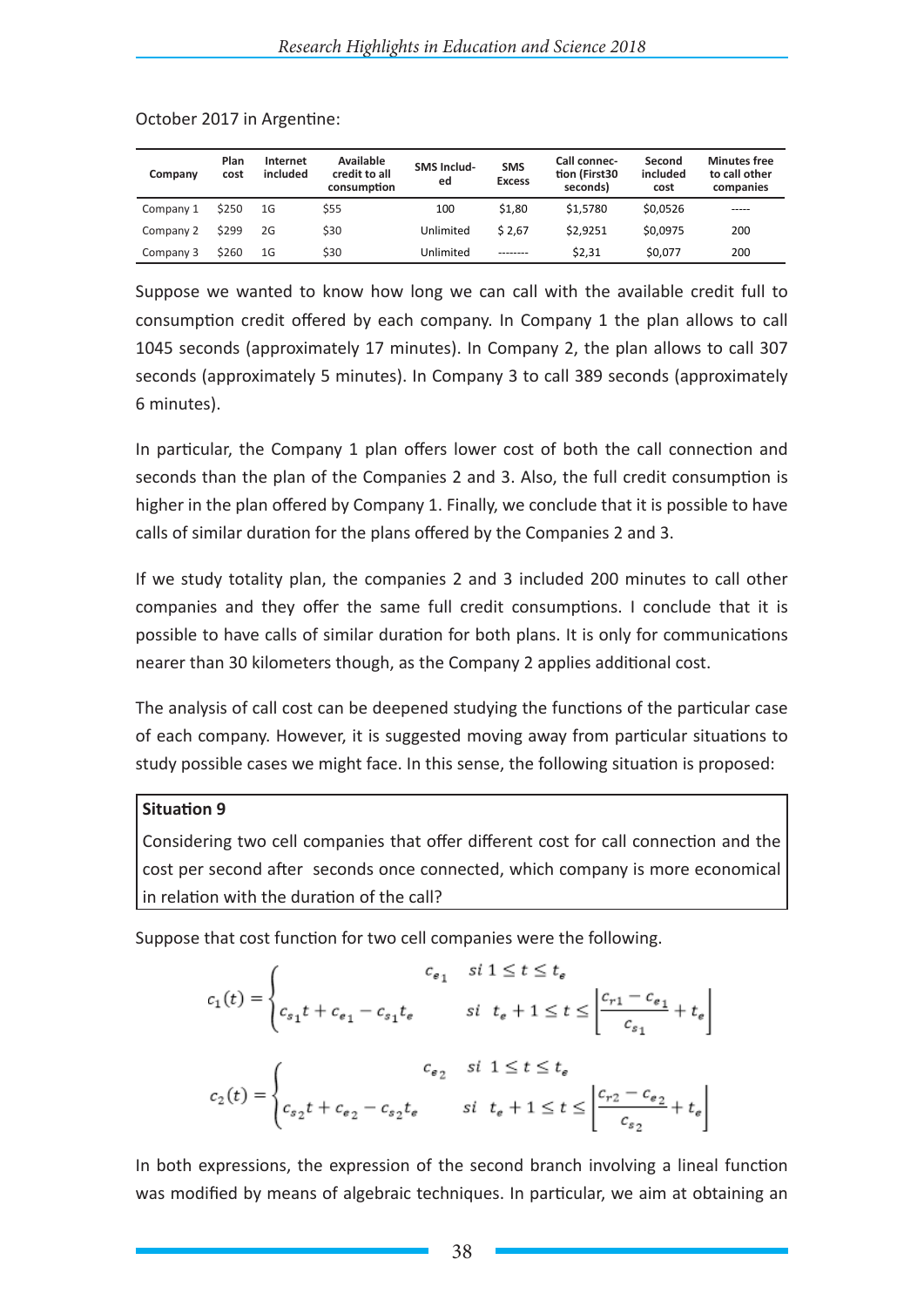October 2017 in Argentine:

| Company | Plan cost | Internet included | Available credit to all consumption | SMS Included | SMS Excess | Call connection (First30 seconds) | Second included cost | Minutes free to call other companies |
|---|---|---|---|---|---|---|---|---|
| Company 1 | $250 | 1G | $55 | 100 | $1,80 | $1,5780 | $0,0526 | ----- |
| Company 2 | $299 | 2G | $30 | Unlimited | $ 2,67 | $2,9251 | $0,0975 | 200 |
| Company 3 | $260 | 1G | $30 | Unlimited | -------- | $2,31 | $0,077 | 200 |

Suppose we wanted to know how long we can call with the available credit full to consumption credit offered by each company. In Company 1 the plan allows to call 1045 seconds (approximately 17 minutes). In Company 2, the plan allows to call 307 seconds (approximately 5 minutes). In Company 3 to call 389 seconds (approximately 6 minutes).

In particular, the Company 1 plan offers lower cost of both the call connection and seconds than the plan of the Companies 2 and 3. Also, the full credit consumption is higher in the plan offered by Company 1. Finally, we conclude that it is possible to have calls of similar duration for the plans offered by the Companies 2 and 3.

If we study totality plan, the companies 2 and 3 included 200 minutes to call other companies and they offer the same full credit consumptions. I conclude that it is possible to have calls of similar duration for both plans. It is only for communications nearer than 30 kilometers though, as the Company 2 applies additional cost.

The analysis of call cost can be deepened studying the functions of the particular case of each company. However, it is suggested moving away from particular situations to study possible cases we might face. In this sense, the following situation is proposed:

> **Situation 9**
>
> Considering two cell companies that offer different cost for call connection and the cost per second after  seconds once connected, which company is more economical in relation with the duration of the call?

Suppose that cost function for two cell companies were the following.

$$c_1(t) = \begin{cases} c_{e_1} & si\ 1 \leq t \leq t_e \\ c_{s_1}t + c_{e_1} - c_{s_1}t_e & si\ \ t_e + 1 \leq t \leq \left\lfloor \dfrac{c_{r1} - c_{e_1}}{c_{s_1}} + t_e \right\rfloor \end{cases}$$

$$c_2(t) = \begin{cases} c_{e_2} & si\ 1 \leq t \leq t_e \\ c_{s_2}t + c_{e_2} - c_{s_2}t_e & si\ \ t_e + 1 \leq t \leq \left\lfloor \dfrac{c_{r2} - c_{e_2}}{c_{s_2}} + t_e \right\rfloor \end{cases}$$

In both expressions, the expression of the second branch involving a lineal function was modified by means of algebraic techniques. In particular, we aim at obtaining an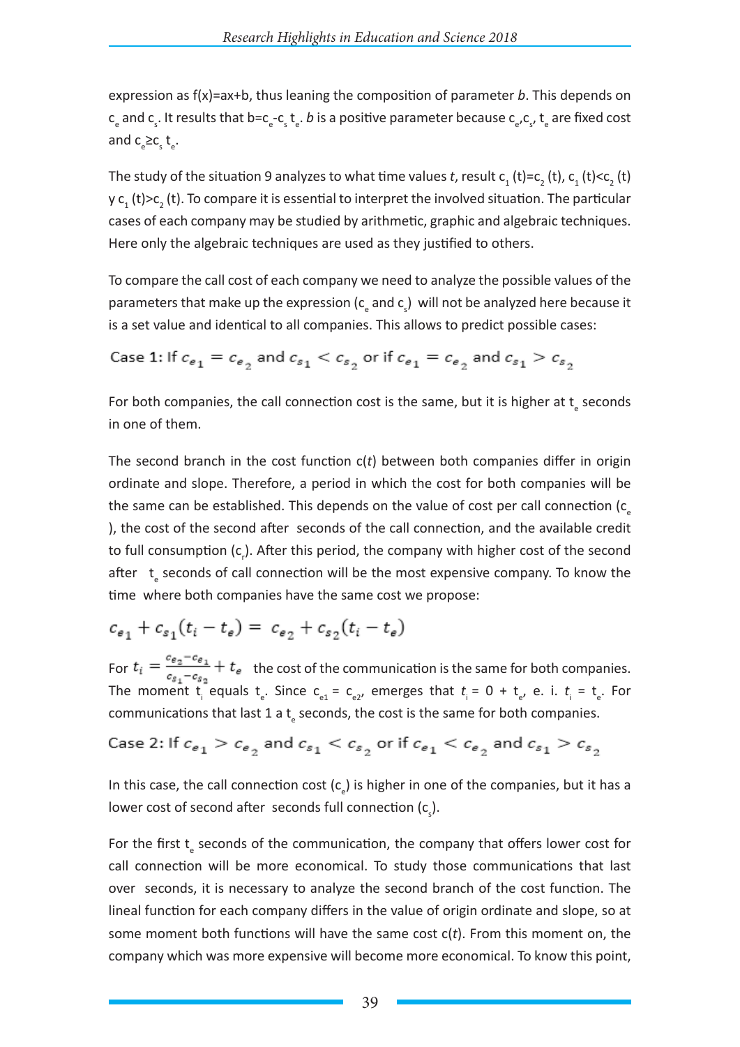expression as f(x)=ax+b, thus leaning the composition of parameter *b*. This depends on $c_e$ and $c_s$. It results that $b=c_e-c_s\ t_e$. *b* is a positive parameter because $c_e$, $c_s$, $t_e$ are fixed cost and $c_e \geq c_s\ t_e$.

The study of the situation 9 analyzes to what time values *t*, result $c_1(t)=c_2(t)$, $c_1(t)<c_2(t)$ y $c_1(t)>c_2(t)$. To compare it is essential to interpret the involved situation. The particular cases of each company may be studied by arithmetic, graphic and algebraic techniques. Here only the algebraic techniques are used as they justified to others.

To compare the call cost of each company we need to analyze the possible values of the parameters that make up the expression ($c_e$ and $c_s$) will not be analyzed here because it is a set value and identical to all companies. This allows to predict possible cases:

Case 1: If $c_{e_1} = c_{e_2}$ and $c_{s_1} < c_{s_2}$ or if $c_{e_1} = c_{e_2}$ and $c_{s_1} > c_{s_2}$

For both companies, the call connection cost is the same, but it is higher at $t_e$ seconds in one of them.

The second branch in the cost function c(*t*) between both companies differ in origin ordinate and slope. Therefore, a period in which the cost for both companies will be the same can be established. This depends on the value of cost per call connection ($c_e$), the cost of the second after seconds of the call connection, and the available credit to full consumption ($c_r$). After this period, the company with higher cost of the second after $t_e$ seconds of call connection will be the most expensive company. To know the time where both companies have the same cost we propose:

$$c_{e_1} + c_{s_1}(t_i - t_e) = c_{e_2} + c_{s_2}(t_i - t_e)$$

For $t_i = \frac{c_{e_2} - c_{e_1}}{c_{s_1} - c_{s_2}} + t_e$ the cost of the communication is the same for both companies. The moment $t_i$ equals $t_e$. Since $c_{e1} = c_{e2}$, emerges that $t_i = 0 + t_e$, e. i. $t_i = t_e$. For communications that last 1 a $t_e$ seconds, the cost is the same for both companies.

Case 2: If $c_{e_1} > c_{e_2}$ and $c_{s_1} < c_{s_2}$ or if $c_{e_1} < c_{e_2}$ and $c_{s_1} > c_{s_2}$

In this case, the call connection cost ($c_e$) is higher in one of the companies, but it has a lower cost of second after seconds full connection ($c_s$).

For the first $t_e$ seconds of the communication, the company that offers lower cost for call connection will be more economical. To study those communications that last over seconds, it is necessary to analyze the second branch of the cost function. The lineal function for each company differs in the value of origin ordinate and slope, so at some moment both functions will have the same cost c(*t*). From this moment on, the company which was more expensive will become more economical. To know this point,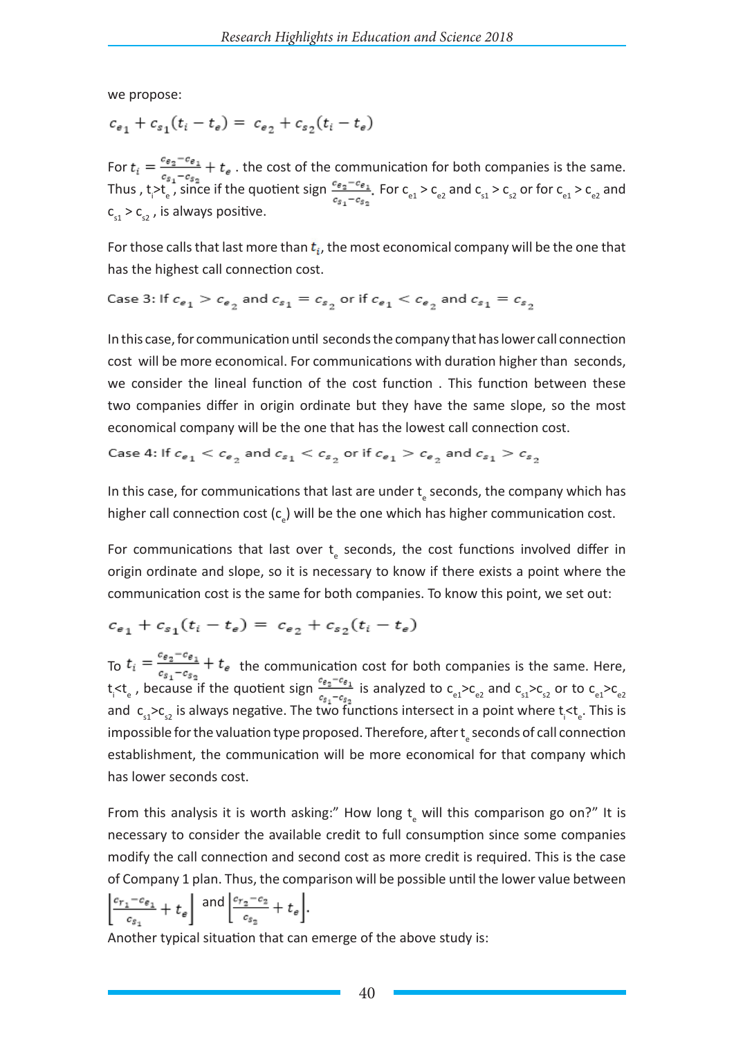we propose:

$$c_{e_1} + c_{s_1}(t_i - t_e) = c_{e_2} + c_{s_2}(t_i - t_e)$$

For $t_i = \frac{c_{e_2} - c_{e_1}}{c_{s_1} - c_{s_2}} + t_e$ . the cost of the communication for both companies is the same. Thus , $t_i > t_e$ , since if the quotient sign $\frac{c_{e_2} - c_{e_1}}{c_{s_1} - c_{s_2}}$. For $c_{e1} > c_{e2}$ and $c_{s1} > c_{s2}$ or for $c_{e1} > c_{e2}$ and $c_{s1} > c_{s2}$ , is always positive.

For those calls that last more than $t_i$, the most economical company will be the one that has the highest call connection cost.

Case 3: If $c_{e_1} > c_{e_2}$ and $c_{s_1} = c_{s_2}$ or if $c_{e_1} < c_{e_2}$ and $c_{s_1} = c_{s_2}$

In this case, for communication until seconds the company that has lower call connection cost will be more economical. For communications with duration higher than seconds, we consider the lineal function of the cost function . This function between these two companies differ in origin ordinate but they have the same slope, so the most economical company will be the one that has the lowest call connection cost.

Case 4: If $c_{e_1} < c_{e_2}$ and $c_{s_1} < c_{s_2}$ or if $c_{e_1} > c_{e_2}$ and $c_{s_1} > c_{s_2}$

In this case, for communications that last are under $t_e$ seconds, the company which has higher call connection cost ($c_e$) will be the one which has higher communication cost.

For communications that last over $t_e$ seconds, the cost functions involved differ in origin ordinate and slope, so it is necessary to know if there exists a point where the communication cost is the same for both companies. To know this point, we set out:

$$c_{e_1} + c_{s_1}(t_i - t_e) = c_{e_2} + c_{s_2}(t_i - t_e)$$

To $t_i = \frac{c_{e_2} - c_{e_1}}{c_{s_1} - c_{s_2}} + t_e$ the communication cost for both companies is the same. Here, $t_i < t_e$ , because if the quotient sign $\frac{c_{e_2} - c_{e_1}}{c_{s_1} - c_{s_2}}$ is analyzed to $c_{e1} > c_{e2}$ and $c_{s1} > c_{s2}$ or to $c_{e1} > c_{e2}$ and $c_{s1} > c_{s2}$ is always negative. The two functions intersect in a point where $t_i < t_e$. This is impossible for the valuation type proposed. Therefore, after $t_e$ seconds of call connection establishment, the communication will be more economical for that company which has lower seconds cost.

From this analysis it is worth asking:" How long $t_e$ will this comparison go on?" It is necessary to consider the available credit to full consumption since some companies modify the call connection and second cost as more credit is required. This is the case of Company 1 plan. Thus, the comparison will be possible until the lower value between $\left[\frac{c_{r_1} - c_{e_1}}{c_{s_1}} + t_e\right]$ and $\left[\frac{c_{r_2} - c_2}{c_{s_2}} + t_e\right]$.

Another typical situation that can emerge of the above study is: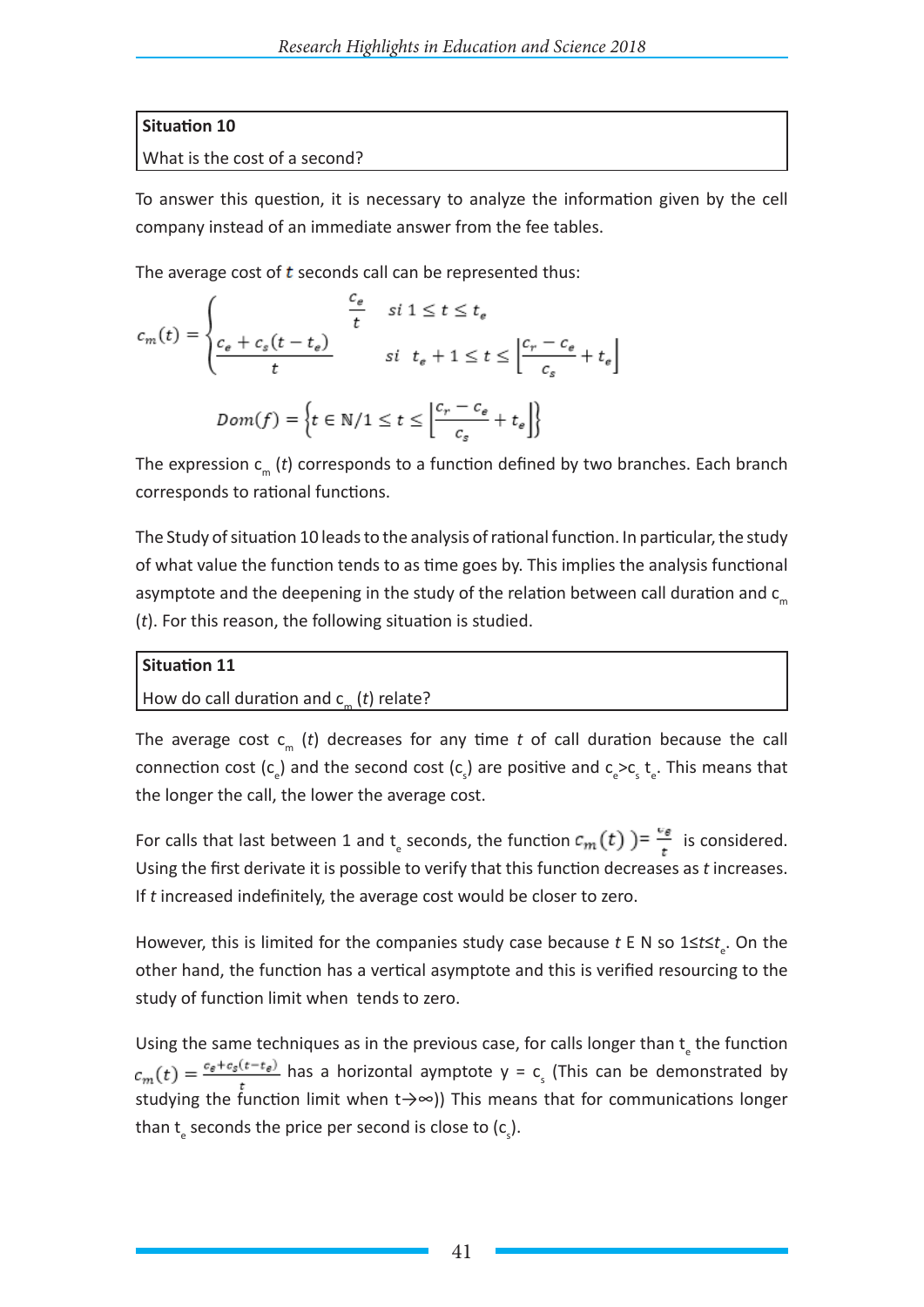**Situation 10**

What is the cost of a second?

To answer this question, it is necessary to analyze the information given by the cell company instead of an immediate answer from the fee tables.

The average cost of ***t*** seconds call can be represented thus:

$$c_m(t) = \begin{cases} \dfrac{c_e}{t} & si\ 1 \le t \le t_e \\ \dfrac{c_e + c_s(t - t_e)}{t} & si\ \ t_e + 1 \le t \le \left\lfloor \dfrac{c_r - c_e}{c_s} + t_e \right\rfloor \end{cases}$$

$$Dom(f) = \left\{ t \in \mathbb{N} / 1 \le t \le \left\lfloor \frac{c_r - c_e}{c_s} + t_e \right\rfloor \right\}$$

The expression $c_m$ (*t*) corresponds to a function defined by two branches. Each branch corresponds to rational functions.

The Study of situation 10 leads to the analysis of rational function. In particular, the study of what value the function tends to as time goes by. This implies the analysis functional asymptote and the deepening in the study of the relation between call duration and $c_m$ (*t*). For this reason, the following situation is studied.

**Situation 11**

How do call duration and $c_m$ (*t*) relate?

The average cost $c_m$ (*t*) decreases for any time *t* of call duration because the call connection cost ($c_e$) and the second cost ($c_s$) are positive and $c_e > c_s\, t_e$. This means that the longer the call, the lower the average cost.

For calls that last between 1 and $t_e$ seconds, the function $c_m(t)$ )= $\frac{c_e}{t}$ is considered. Using the first derivate it is possible to verify that this function decreases as *t* increases. If *t* increased indefinitely, the average cost would be closer to zero.

However, this is limited for the companies study case because *t* E N so $1 \le t \le t_e$. On the other hand, the function has a vertical asymptote and this is verified resourcing to the study of function limit when tends to zero.

Using the same techniques as in the previous case, for calls longer than $t_e$ the function $c_m(t) = \frac{c_e + c_s(t - t_e)}{t}$ has a horizontal aymptote y = $c_s$ (This can be demonstrated by studying the function limit when $t \to \infty$)) This means that for communications longer than $t_e$ seconds the price per second is close to ($c_s$).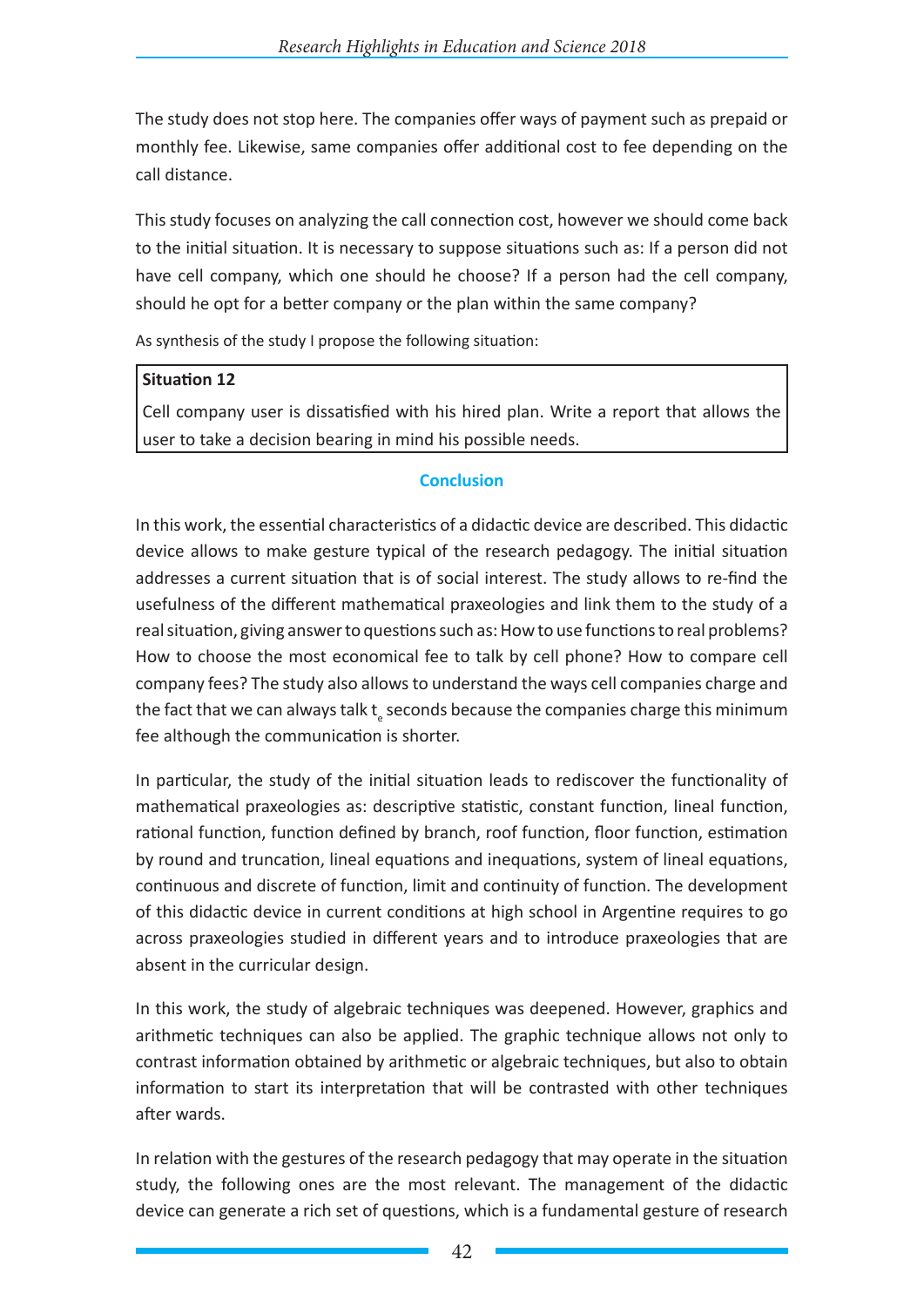The study does not stop here. The companies offer ways of payment such as prepaid or monthly fee. Likewise, same companies offer additional cost to fee depending on the call distance.

This study focuses on analyzing the call connection cost, however we should come back to the initial situation. It is necessary to suppose situations such as: If a person did not have cell company, which one should he choose? If a person had the cell company, should he opt for a better company or the plan within the same company?

As synthesis of the study I propose the following situation:

| **Situation 12** |
| --- |
| Cell company user is dissatisfied with his hired plan. Write a report that allows the user to take a decision bearing in mind his possible needs. |

## Conclusion

In this work, the essential characteristics of a didactic device are described. This didactic device allows to make gesture typical of the research pedagogy. The initial situation addresses a current situation that is of social interest. The study allows to re-find the usefulness of the different mathematical praxeologies and link them to the study of a real situation, giving answer to questions such as: How to use functions to real problems? How to choose the most economical fee to talk by cell phone? How to compare cell company fees? The study also allows to understand the ways cell companies charge and the fact that we can always talk $t_e$ seconds because the companies charge this minimum fee although the communication is shorter.

In particular, the study of the initial situation leads to rediscover the functionality of mathematical praxeologies as: descriptive statistic, constant function, lineal function, rational function, function defined by branch, roof function, floor function, estimation by round and truncation, lineal equations and inequations, system of lineal equations, continuous and discrete of function, limit and continuity of function. The development of this didactic device in current conditions at high school in Argentine requires to go across praxeologies studied in different years and to introduce praxeologies that are absent in the curricular design.

In this work, the study of algebraic techniques was deepened. However, graphics and arithmetic techniques can also be applied. The graphic technique allows not only to contrast information obtained by arithmetic or algebraic techniques, but also to obtain information to start its interpretation that will be contrasted with other techniques after wards.

In relation with the gestures of the research pedagogy that may operate in the situation study, the following ones are the most relevant. The management of the didactic device can generate a rich set of questions, which is a fundamental gesture of research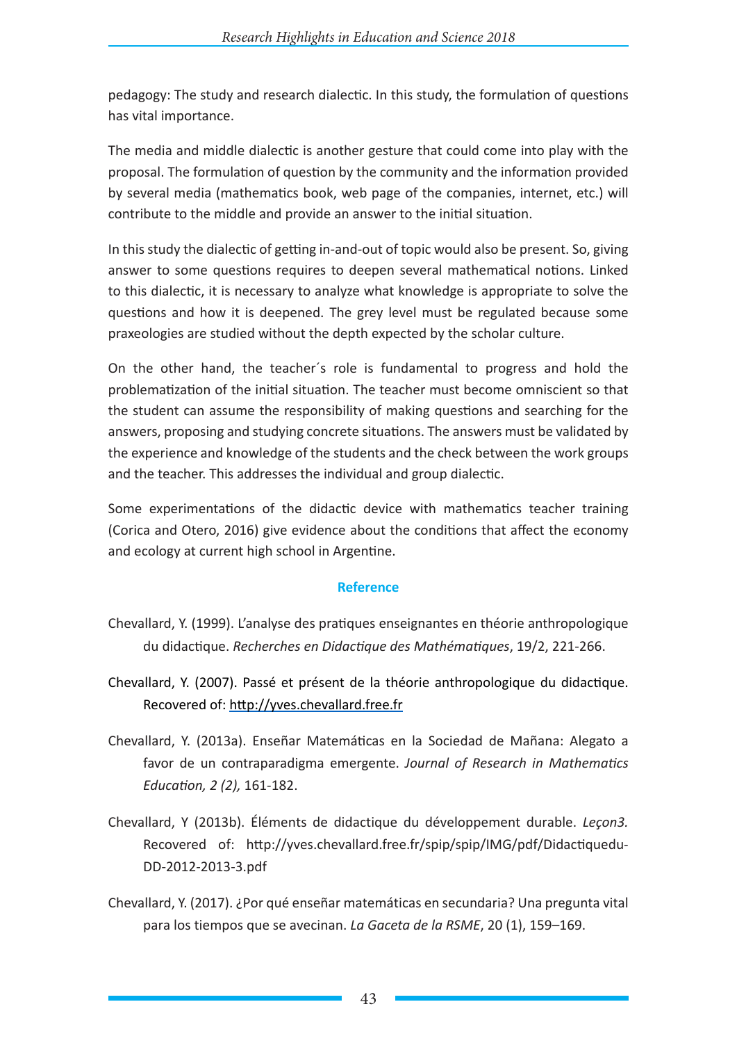pedagogy: The study and research dialectic. In this study, the formulation of questions has vital importance.

The media and middle dialectic is another gesture that could come into play with the proposal. The formulation of question by the community and the information provided by several media (mathematics book, web page of the companies, internet, etc.) will contribute to the middle and provide an answer to the initial situation.

In this study the dialectic of getting in-and-out of topic would also be present. So, giving answer to some questions requires to deepen several mathematical notions. Linked to this dialectic, it is necessary to analyze what knowledge is appropriate to solve the questions and how it is deepened. The grey level must be regulated because some praxeologies are studied without the depth expected by the scholar culture.

On the other hand, the teacher´s role is fundamental to progress and hold the problematization of the initial situation. The teacher must become omniscient so that the student can assume the responsibility of making questions and searching for the answers, proposing and studying concrete situations. The answers must be validated by the experience and knowledge of the students and the check between the work groups and the teacher. This addresses the individual and group dialectic.

Some experimentations of the didactic device with mathematics teacher training (Corica and Otero, 2016) give evidence about the conditions that affect the economy and ecology at current high school in Argentine.

## Reference

Chevallard, Y. (1999). L'analyse des pratiques enseignantes en théorie anthropologique du didactique. *Recherches en Didactique des Mathématiques*, 19/2, 221-266.

Chevallard, Y. (2007). Passé et présent de la théorie anthropologique du didactique. Recovered of: http://yves.chevallard.free.fr

Chevallard, Y. (2013a). Enseñar Matemáticas en la Sociedad de Mañana: Alegato a favor de un contraparadigma emergente. *Journal of Research in Mathematics Education, 2 (2),* 161-182.

Chevallard, Y (2013b). Éléments de didactique du développement durable. *Leçon3.* Recovered of: http://yves.chevallard.free.fr/spip/spip/IMG/pdf/Didactiquedu-DD-2012-2013-3.pdf

Chevallard, Y. (2017). ¿Por qué enseñar matemáticas en secundaria? Una pregunta vital para los tiempos que se avecinan. *La Gaceta de la RSME*, 20 (1), 159–169.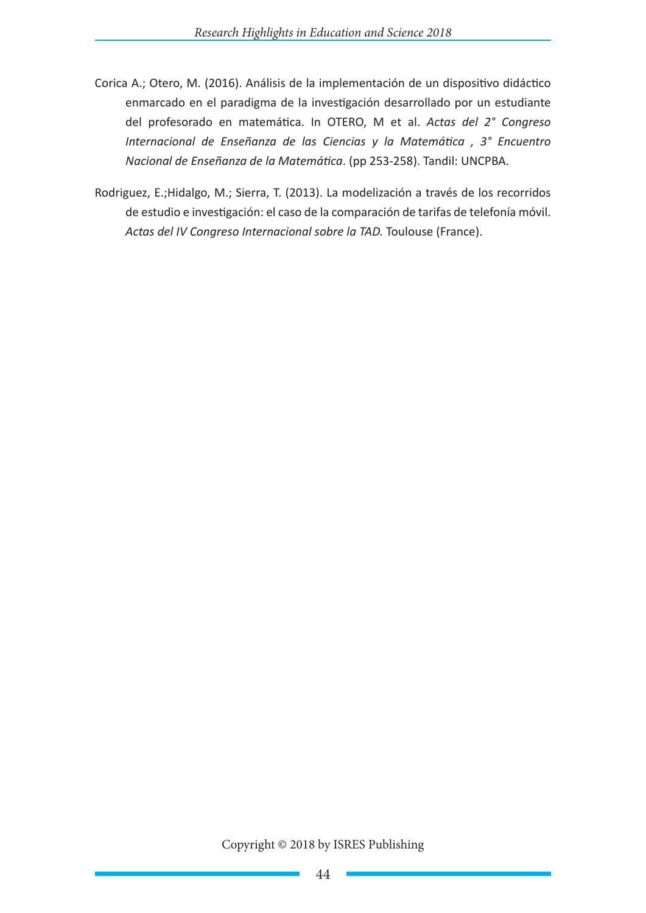Corica A.; Otero, M. (2016). Análisis de la implementación de un dispositivo didáctico enmarcado en el paradigma de la investigación desarrollado por un estudiante del profesorado en matemática. In OTERO, M et al. *Actas del 2° Congreso Internacional de Enseñanza de las Ciencias y la Matemática , 3° Encuentro Nacional de Enseñanza de la Matemática*. (pp 253-258). Tandil: UNCPBA.

Rodriguez, E.;Hidalgo, M.; Sierra, T. (2013). La modelización a través de los recorridos de estudio e investigación: el caso de la comparación de tarifas de telefonía móvil. *Actas del IV Congreso Internacional sobre la TAD.* Toulouse (France).

Copyright © 2018 by ISRES Publishing